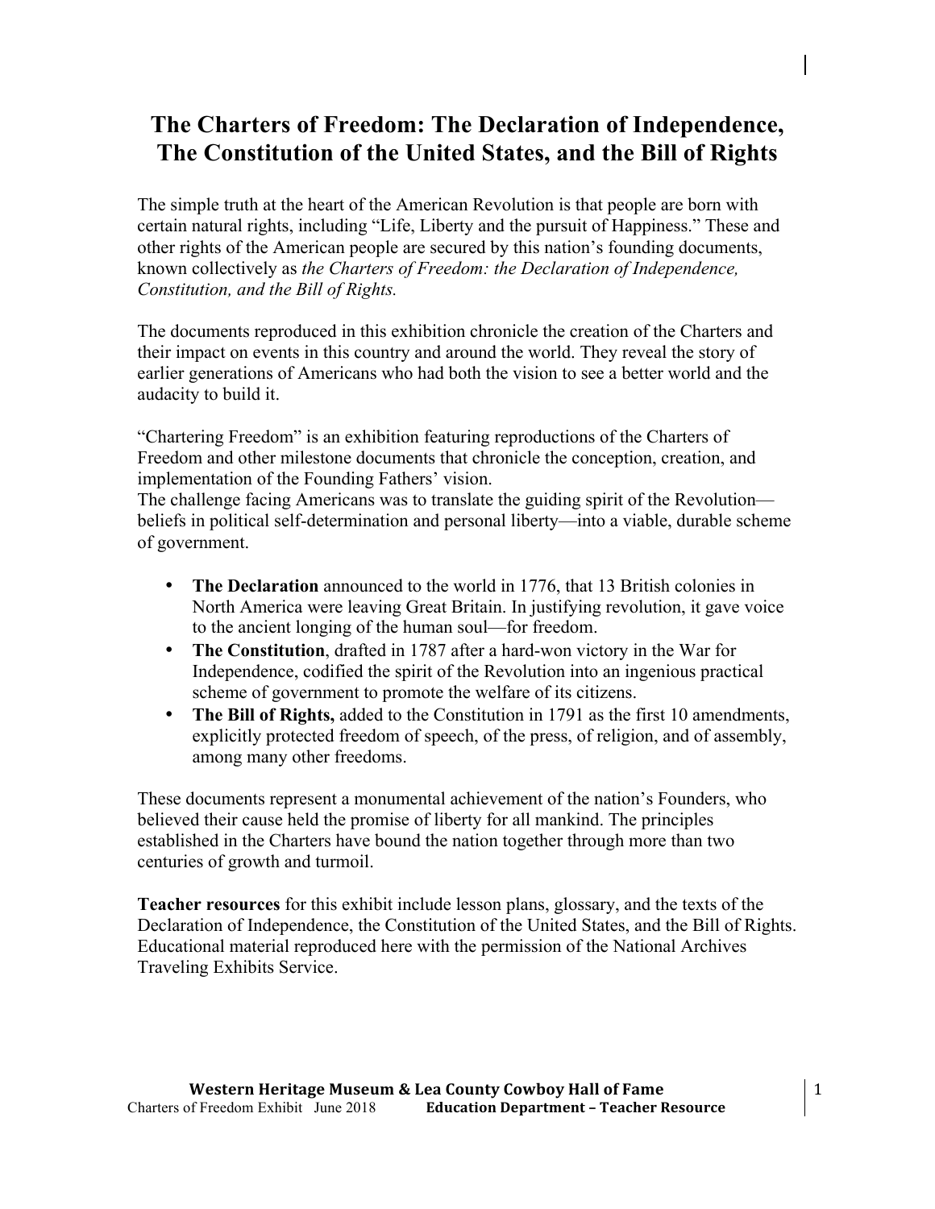# The Charters of Freedom: The Declaration of Independence, The Constitution of the United States, and the Bill of Rights

The simple truth at the heart of the American Revolution is that people are born with certain natural rights, including "Life, Liberty and the pursuit of Happiness." These and other rights of the American people are secured by this nation's founding documents, known collectively as *the Charters of Freedom: the Declaration of Independence, Constitution, and the Bill of Rights.*

The documents reproduced in this exhibition chronicle the creation of the Charters and their impact on events in this country and around the world. They reveal the story of earlier generations of Americans who had both the vision to see a better world and the audacity to build it.

"Chartering Freedom" is an exhibition featuring reproductions of the Charters of Freedom and other milestone documents that chronicle the conception, creation, and implementation of the Founding Fathers' vision.
The challenge facing Americans was to translate the guiding spirit of the Revolution—beliefs in political self-determination and personal liberty—into a viable, durable scheme of government.

- **The Declaration** announced to the world in 1776, that 13 British colonies in North America were leaving Great Britain. In justifying revolution, it gave voice to the ancient longing of the human soul—for freedom.
- **The Constitution**, drafted in 1787 after a hard-won victory in the War for Independence, codified the spirit of the Revolution into an ingenious practical scheme of government to promote the welfare of its citizens.
- **The Bill of Rights,** added to the Constitution in 1791 as the first 10 amendments, explicitly protected freedom of speech, of the press, of religion, and of assembly, among many other freedoms.

These documents represent a monumental achievement of the nation's Founders, who believed their cause held the promise of liberty for all mankind. The principles established in the Charters have bound the nation together through more than two centuries of growth and turmoil.

**Teacher resources** for this exhibit include lesson plans, glossary, and the texts of the Declaration of Independence, the Constitution of the United States, and the Bill of Rights. Educational material reproduced here with the permission of the National Archives Traveling Exhibits Service.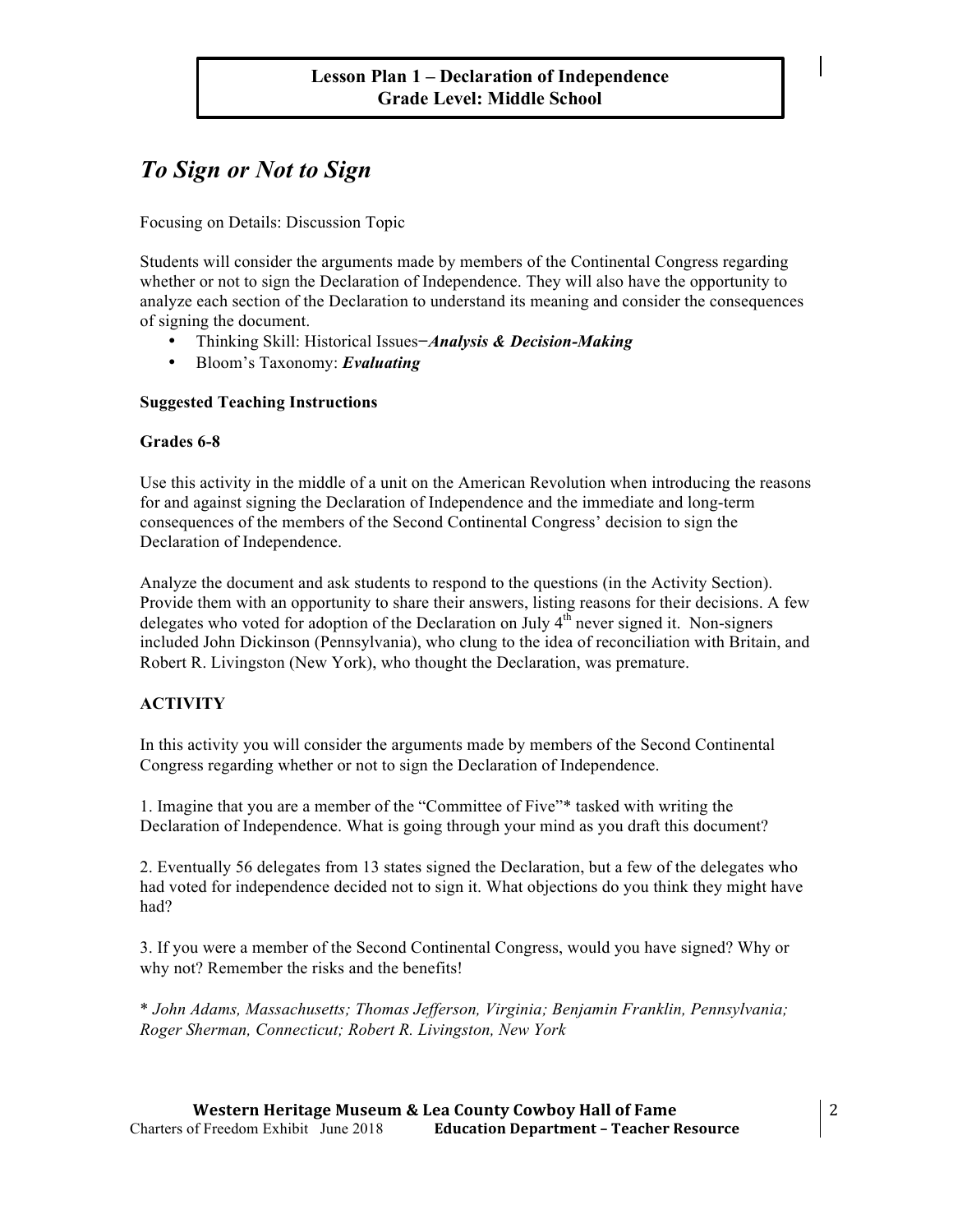**Lesson Plan 1 – Declaration of Independence**
**Grade Level: Middle School**

# *To Sign or Not to Sign*

Focusing on Details: Discussion Topic

Students will consider the arguments made by members of the Continental Congress regarding whether or not to sign the Declaration of Independence. They will also have the opportunity to analyze each section of the Declaration to understand its meaning and consider the consequences of signing the document.

- Thinking Skill: Historical Issues−***Analysis & Decision-Making***
- Bloom's Taxonomy: ***Evaluating***

**Suggested Teaching Instructions**

**Grades 6-8**

Use this activity in the middle of a unit on the American Revolution when introducing the reasons for and against signing the Declaration of Independence and the immediate and long-term consequences of the members of the Second Continental Congress' decision to sign the Declaration of Independence.

Analyze the document and ask students to respond to the questions (in the Activity Section). Provide them with an opportunity to share their answers, listing reasons for their decisions. A few delegates who voted for adoption of the Declaration on July 4th never signed it. Non-signers included John Dickinson (Pennsylvania), who clung to the idea of reconciliation with Britain, and Robert R. Livingston (New York), who thought the Declaration, was premature.

**ACTIVITY**

In this activity you will consider the arguments made by members of the Second Continental Congress regarding whether or not to sign the Declaration of Independence.

1. Imagine that you are a member of the "Committee of Five"* tasked with writing the Declaration of Independence. What is going through your mind as you draft this document?

2. Eventually 56 delegates from 13 states signed the Declaration, but a few of the delegates who had voted for independence decided not to sign it. What objections do you think they might have had?

3. If you were a member of the Second Continental Congress, would you have signed? Why or why not? Remember the risks and the benefits!

\* *John Adams, Massachusetts; Thomas Jefferson, Virginia; Benjamin Franklin, Pennsylvania; Roger Sherman, Connecticut; Robert R. Livingston, New York*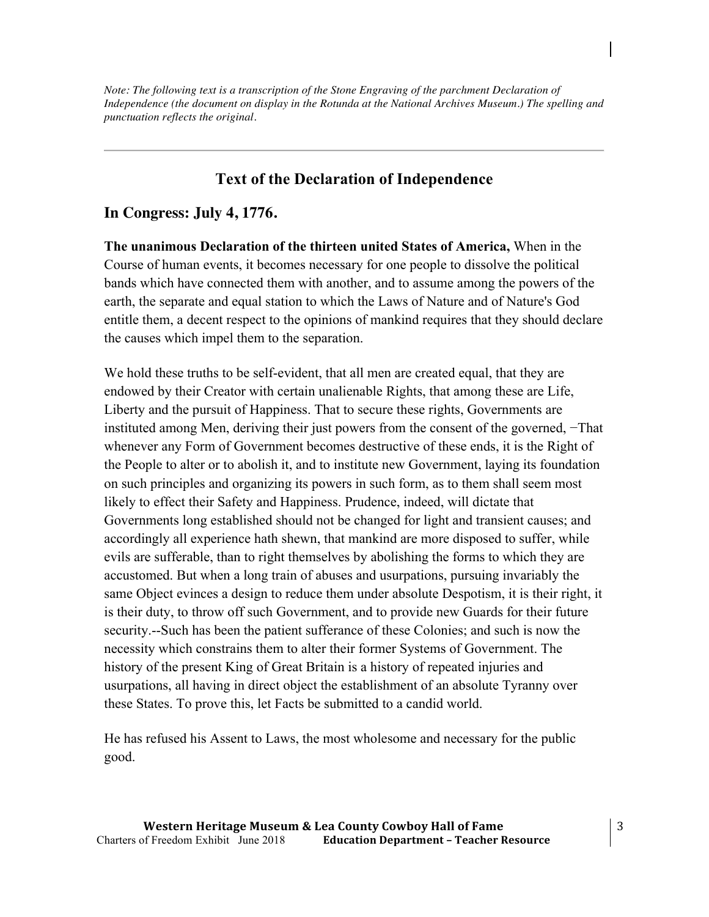*Note: The following text is a transcription of the Stone Engraving of the parchment Declaration of Independence (the document on display in the Rotunda at the National Archives Museum.) The spelling and punctuation reflects the original.*

---

## Text of the Declaration of Independence

### In Congress: July 4, 1776.

**The unanimous Declaration of the thirteen united States of America,** When in the Course of human events, it becomes necessary for one people to dissolve the political bands which have connected them with another, and to assume among the powers of the earth, the separate and equal station to which the Laws of Nature and of Nature's God entitle them, a decent respect to the opinions of mankind requires that they should declare the causes which impel them to the separation.

We hold these truths to be self-evident, that all men are created equal, that they are endowed by their Creator with certain unalienable Rights, that among these are Life, Liberty and the pursuit of Happiness. That to secure these rights, Governments are instituted among Men, deriving their just powers from the consent of the governed, −That whenever any Form of Government becomes destructive of these ends, it is the Right of the People to alter or to abolish it, and to institute new Government, laying its foundation on such principles and organizing its powers in such form, as to them shall seem most likely to effect their Safety and Happiness. Prudence, indeed, will dictate that Governments long established should not be changed for light and transient causes; and accordingly all experience hath shewn, that mankind are more disposed to suffer, while evils are sufferable, than to right themselves by abolishing the forms to which they are accustomed. But when a long train of abuses and usurpations, pursuing invariably the same Object evinces a design to reduce them under absolute Despotism, it is their right, it is their duty, to throw off such Government, and to provide new Guards for their future security.--Such has been the patient sufferance of these Colonies; and such is now the necessity which constrains them to alter their former Systems of Government. The history of the present King of Great Britain is a history of repeated injuries and usurpations, all having in direct object the establishment of an absolute Tyranny over these States. To prove this, let Facts be submitted to a candid world.

He has refused his Assent to Laws, the most wholesome and necessary for the public good.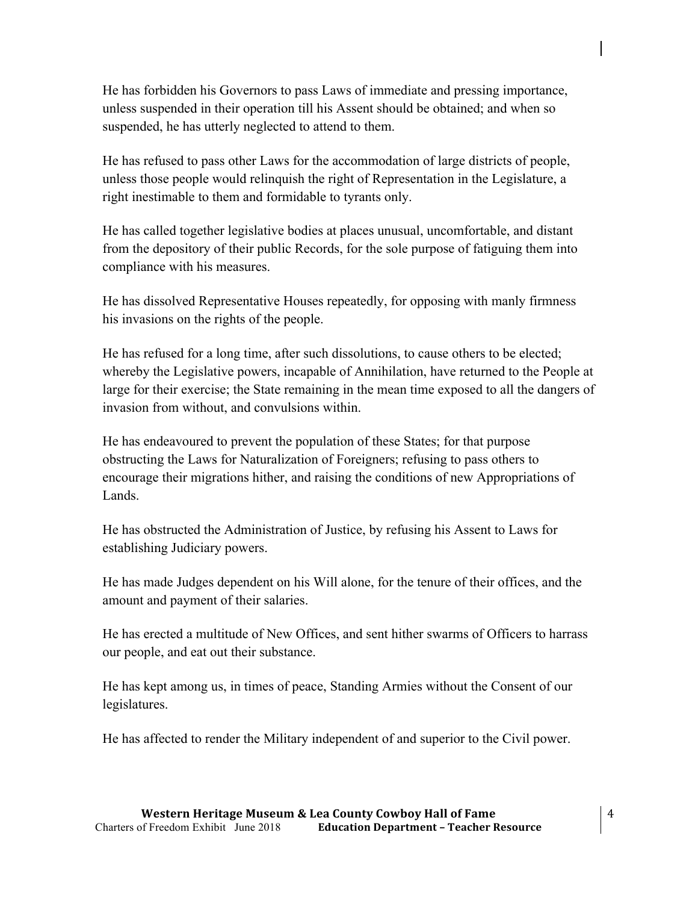He has forbidden his Governors to pass Laws of immediate and pressing importance, unless suspended in their operation till his Assent should be obtained; and when so suspended, he has utterly neglected to attend to them.

He has refused to pass other Laws for the accommodation of large districts of people, unless those people would relinquish the right of Representation in the Legislature, a right inestimable to them and formidable to tyrants only.

He has called together legislative bodies at places unusual, uncomfortable, and distant from the depository of their public Records, for the sole purpose of fatiguing them into compliance with his measures.

He has dissolved Representative Houses repeatedly, for opposing with manly firmness his invasions on the rights of the people.

He has refused for a long time, after such dissolutions, to cause others to be elected; whereby the Legislative powers, incapable of Annihilation, have returned to the People at large for their exercise; the State remaining in the mean time exposed to all the dangers of invasion from without, and convulsions within.

He has endeavoured to prevent the population of these States; for that purpose obstructing the Laws for Naturalization of Foreigners; refusing to pass others to encourage their migrations hither, and raising the conditions of new Appropriations of Lands.

He has obstructed the Administration of Justice, by refusing his Assent to Laws for establishing Judiciary powers.

He has made Judges dependent on his Will alone, for the tenure of their offices, and the amount and payment of their salaries.

He has erected a multitude of New Offices, and sent hither swarms of Officers to harrass our people, and eat out their substance.

He has kept among us, in times of peace, Standing Armies without the Consent of our legislatures.

He has affected to render the Military independent of and superior to the Civil power.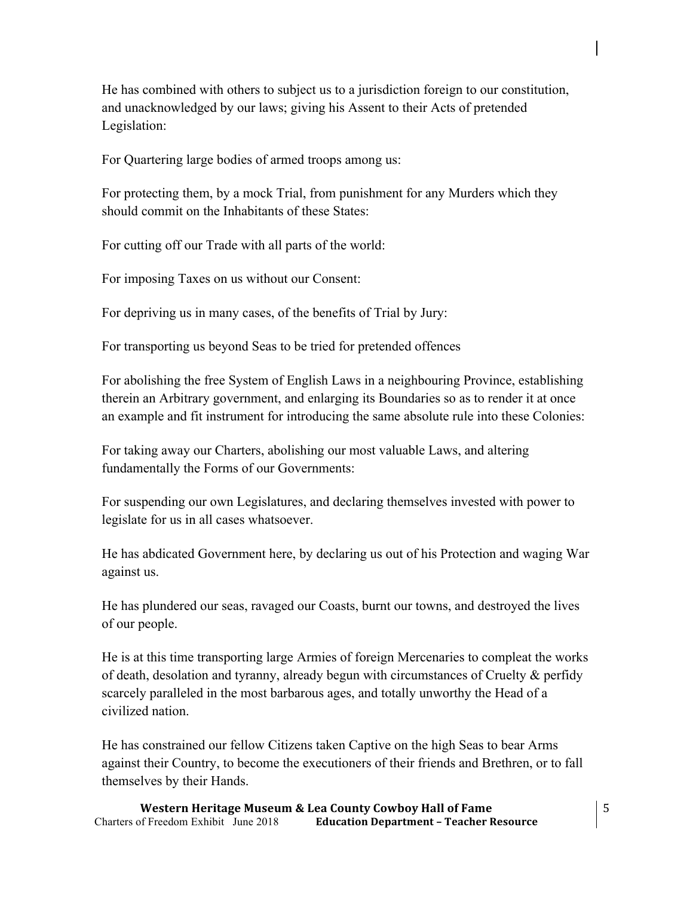He has combined with others to subject us to a jurisdiction foreign to our constitution, and unacknowledged by our laws; giving his Assent to their Acts of pretended Legislation:

For Quartering large bodies of armed troops among us:

For protecting them, by a mock Trial, from punishment for any Murders which they should commit on the Inhabitants of these States:

For cutting off our Trade with all parts of the world:

For imposing Taxes on us without our Consent:

For depriving us in many cases, of the benefits of Trial by Jury:

For transporting us beyond Seas to be tried for pretended offences

For abolishing the free System of English Laws in a neighbouring Province, establishing therein an Arbitrary government, and enlarging its Boundaries so as to render it at once an example and fit instrument for introducing the same absolute rule into these Colonies:

For taking away our Charters, abolishing our most valuable Laws, and altering fundamentally the Forms of our Governments:

For suspending our own Legislatures, and declaring themselves invested with power to legislate for us in all cases whatsoever.

He has abdicated Government here, by declaring us out of his Protection and waging War against us.

He has plundered our seas, ravaged our Coasts, burnt our towns, and destroyed the lives of our people.

He is at this time transporting large Armies of foreign Mercenaries to compleat the works of death, desolation and tyranny, already begun with circumstances of Cruelty & perfidy scarcely paralleled in the most barbarous ages, and totally unworthy the Head of a civilized nation.

He has constrained our fellow Citizens taken Captive on the high Seas to bear Arms against their Country, to become the executioners of their friends and Brethren, or to fall themselves by their Hands.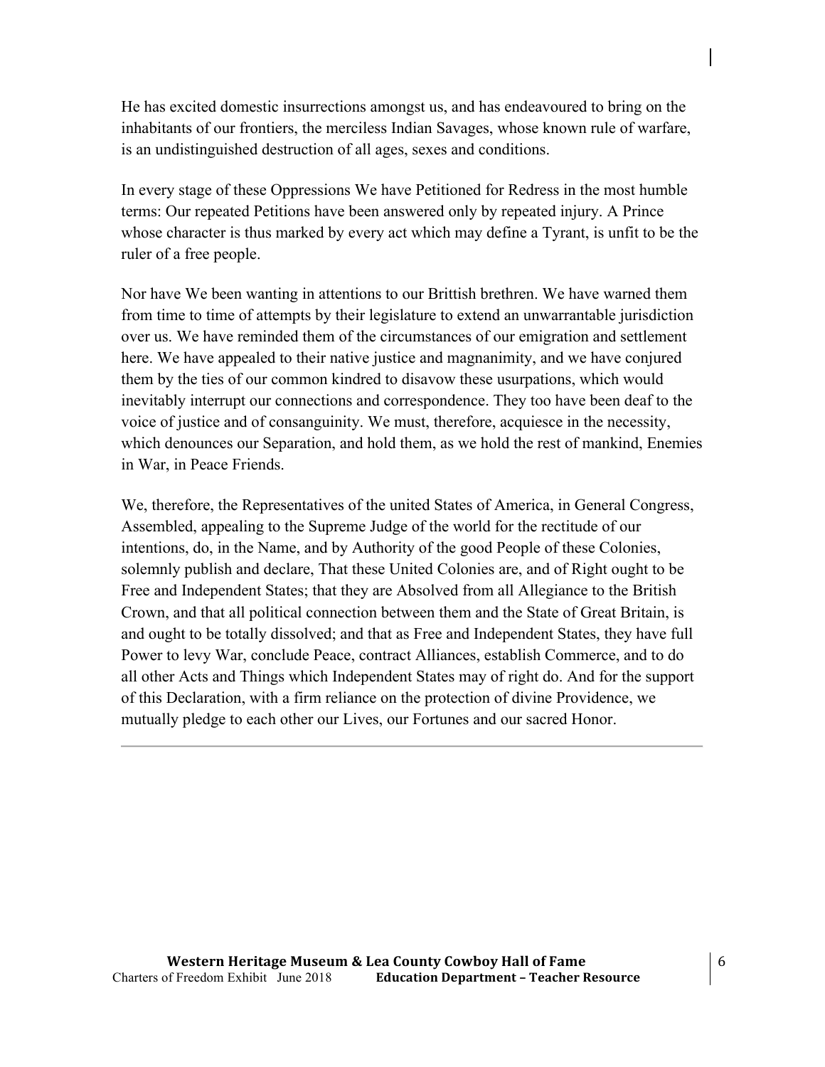He has excited domestic insurrections amongst us, and has endeavoured to bring on the inhabitants of our frontiers, the merciless Indian Savages, whose known rule of warfare, is an undistinguished destruction of all ages, sexes and conditions.

In every stage of these Oppressions We have Petitioned for Redress in the most humble terms: Our repeated Petitions have been answered only by repeated injury. A Prince whose character is thus marked by every act which may define a Tyrant, is unfit to be the ruler of a free people.

Nor have We been wanting in attentions to our Brittish brethren. We have warned them from time to time of attempts by their legislature to extend an unwarrantable jurisdiction over us. We have reminded them of the circumstances of our emigration and settlement here. We have appealed to their native justice and magnanimity, and we have conjured them by the ties of our common kindred to disavow these usurpations, which would inevitably interrupt our connections and correspondence. They too have been deaf to the voice of justice and of consanguinity. We must, therefore, acquiesce in the necessity, which denounces our Separation, and hold them, as we hold the rest of mankind, Enemies in War, in Peace Friends.

We, therefore, the Representatives of the united States of America, in General Congress, Assembled, appealing to the Supreme Judge of the world for the rectitude of our intentions, do, in the Name, and by Authority of the good People of these Colonies, solemnly publish and declare, That these United Colonies are, and of Right ought to be Free and Independent States; that they are Absolved from all Allegiance to the British Crown, and that all political connection between them and the State of Great Britain, is and ought to be totally dissolved; and that as Free and Independent States, they have full Power to levy War, conclude Peace, contract Alliances, establish Commerce, and to do all other Acts and Things which Independent States may of right do. And for the support of this Declaration, with a firm reliance on the protection of divine Providence, we mutually pledge to each other our Lives, our Fortunes and our sacred Honor.

---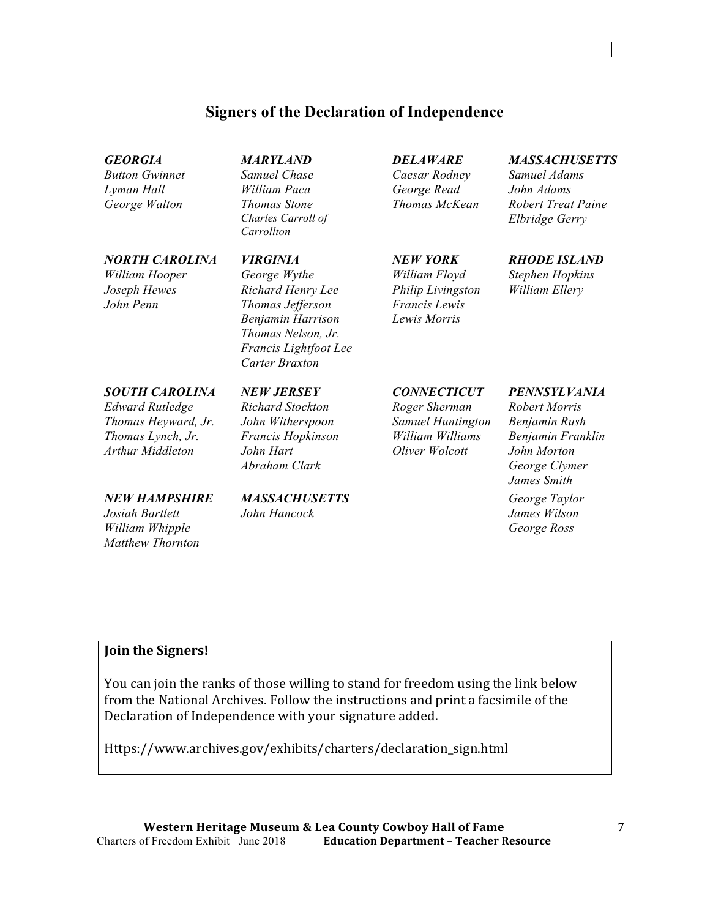## Signers of the Declaration of Independence

***GEORGIA***
*Button Gwinnet*
*Lyman Hall*
*George Walton*

***MARYLAND***
*Samuel Chase*
*William Paca*
*Thomas Stone*
*Charles Carroll of Carrollton*

***DELAWARE***
*Caesar Rodney*
*George Read*
*Thomas McKean*

***MASSACHUSETTS***
*Samuel Adams*
*John Adams*
*Robert Treat Paine*
*Elbridge Gerry*

***NORTH CAROLINA***
*William Hooper*
*Joseph Hewes*
*John Penn*

***VIRGINIA***
*George Wythe*
*Richard Henry Lee*
*Thomas Jefferson*
*Benjamin Harrison*
*Thomas Nelson, Jr.*
*Francis Lightfoot Lee*
*Carter Braxton*

***NEW YORK***
*William Floyd*
*Philip Livingston*
*Francis Lewis*
*Lewis Morris*

***RHODE ISLAND***
*Stephen Hopkins*
*William Ellery*

***SOUTH CAROLINA***
*Edward Rutledge*
*Thomas Heyward, Jr.*
*Thomas Lynch, Jr.*
*Arthur Middleton*

***NEW JERSEY***
*Richard Stockton*
*John Witherspoon*
*Francis Hopkinson*
*John Hart*
*Abraham Clark*

***CONNECTICUT***
*Roger Sherman*
*Samuel Huntington*
*William Williams*
*Oliver Wolcott*

***PENNSYLVANIA***
*Robert Morris*
*Benjamin Rush*
*Benjamin Franklin*
*John Morton*
*George Clymer*
*James Smith*
*George Taylor*
*James Wilson*
*George Ross*

***NEW HAMPSHIRE***
*Josiah Bartlett*
*William Whipple*
*Matthew Thornton*

***MASSACHUSETTS***
*John Hancock*

**Join the Signers!**

You can join the ranks of those willing to stand for freedom using the link below from the National Archives. Follow the instructions and print a facsimile of the Declaration of Independence with your signature added.

Https://www.archives.gov/exhibits/charters/declaration_sign.html